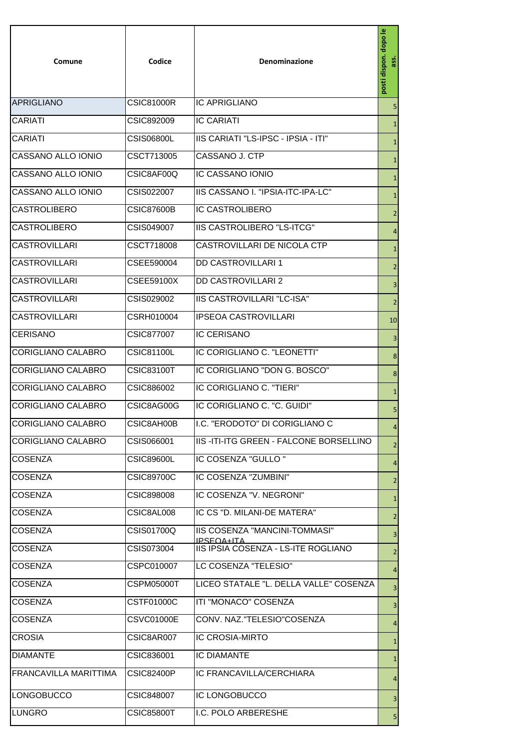| Comune | Codice | Denominazione | posti dispon. dopo le ass. |
|---|---|---|---|
| APRIGLIANO | CSIC81000R | IC APRIGLIANO | 5 |
| CARIATI | CSIC892009 | IC CARIATI | 1 |
| CARIATI | CSIS06800L | IIS CARIATI "LS-IPSC - IPSIA - ITI" | 1 |
| CASSANO ALLO IONIO | CSCT713005 | CASSANO J. CTP | 1 |
| CASSANO ALLO IONIO | CSIC8AF00Q | IC CASSANO IONIO | 1 |
| CASSANO ALLO IONIO | CSIS022007 | IIS CASSANO I. "IPSIA-ITC-IPA-LC" | 1 |
| CASTROLIBERO | CSIC87600B | IC CASTROLIBERO | 2 |
| CASTROLIBERO | CSIS049007 | IIS CASTROLIBERO "LS-ITCG" | 4 |
| CASTROVILLARI | CSCT718008 | CASTROVILLARI DE NICOLA CTP | 1 |
| CASTROVILLARI | CSEE590004 | DD CASTROVILLARI 1 | 2 |
| CASTROVILLARI | CSEE59100X | DD CASTROVILLARI 2 | 3 |
| CASTROVILLARI | CSIS029002 | IIS CASTROVILLARI "LC-ISA" | 2 |
| CASTROVILLARI | CSRH010004 | IPSEOA CASTROVILLARI | 10 |
| CERISANO | CSIC877007 | IC CERISANO | 3 |
| CORIGLIANO CALABRO | CSIC81100L | IC CORIGLIANO C. "LEONETTI" | 8 |
| CORIGLIANO CALABRO | CSIC83100T | IC CORIGLIANO "DON G. BOSCO" | 8 |
| CORIGLIANO CALABRO | CSIC886002 | IC CORIGLIANO C. "TIERI" | 1 |
| CORIGLIANO CALABRO | CSIC8AG00G | IC CORIGLIANO C. "C. GUIDI" | 5 |
| CORIGLIANO CALABRO | CSIC8AH00B | I.C. "ERODOTO" DI CORIGLIANO C | 4 |
| CORIGLIANO CALABRO | CSIS066001 | IIS -ITI-ITG GREEN - FALCONE BORSELLINO | 2 |
| COSENZA | CSIC89600L | IC COSENZA "GULLO " | 4 |
| COSENZA | CSIC89700C | IC COSENZA "ZUMBINI" | 2 |
| COSENZA | CSIC898008 | IC COSENZA "V. NEGRONI" | 1 |
| COSENZA | CSIC8AL008 | IC CS "D. MILANI-DE MATERA" | 2 |
| COSENZA | CSIS01700Q | IIS COSENZA "MANCINI-TOMMASI" IPSEOA+ITA | 3 |
| COSENZA | CSIS073004 | IIS IPSIA COSENZA - LS-ITE ROGLIANO | 2 |
| COSENZA | CSPC010007 | LC COSENZA "TELESIO" | 4 |
| COSENZA | CSPM05000T | LICEO STATALE "L. DELLA VALLE" COSENZA | 3 |
| COSENZA | CSTF01000C | ITI "MONACO" COSENZA | 3 |
| COSENZA | CSVC01000E | CONV. NAZ."TELESIO"COSENZA | 4 |
| CROSIA | CSIC8AR007 | IC CROSIA-MIRTO | 1 |
| DIAMANTE | CSIC836001 | IC DIAMANTE | 1 |
| FRANCAVILLA MARITTIMA | CSIC82400P | IC FRANCAVILLA/CERCHIARA | 4 |
| LONGOBUCCO | CSIC848007 | IC LONGOBUCCO | 3 |
| LUNGRO | CSIC85800T | I.C. POLO ARBERESHE | 5 |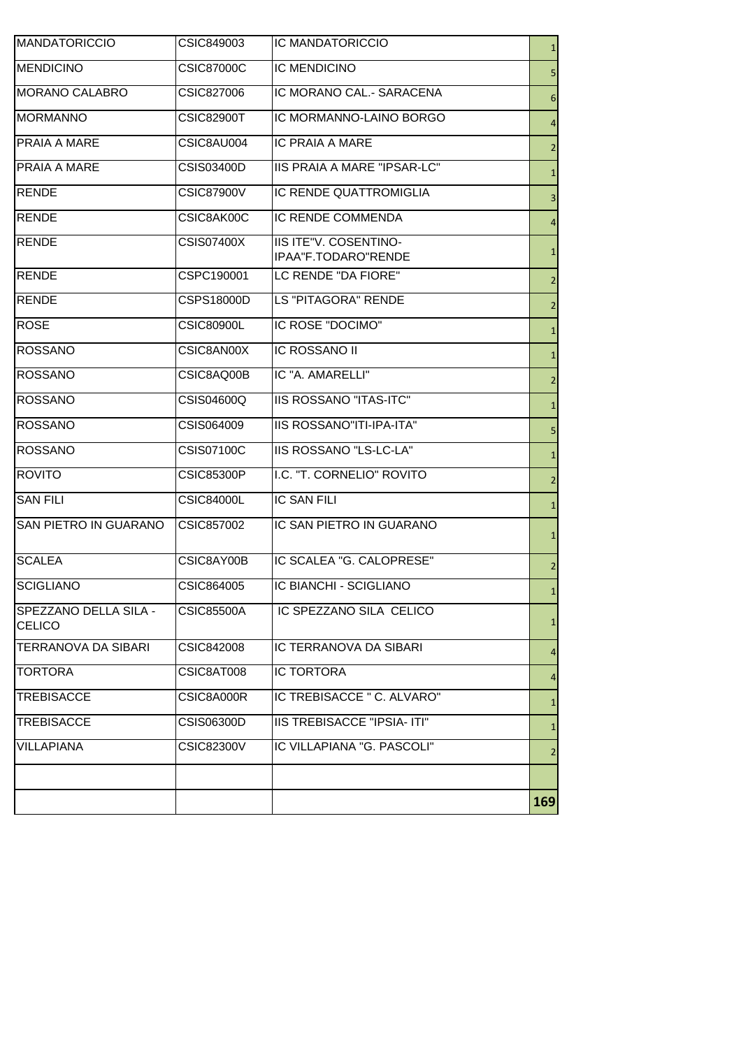| | | | |
|---|---|---|---|
| MANDATORICCIO | CSIC849003 | IC MANDATORICCIO | 1 |
| MENDICINO | CSIC87000C | IC MENDICINO | 5 |
| MORANO CALABRO | CSIC827006 | IC MORANO CAL.- SARACENA | 6 |
| MORMANNO | CSIC82900T | IC MORMANNO-LAINO BORGO | 4 |
| PRAIA A MARE | CSIC8AU004 | IC PRAIA A MARE | 2 |
| PRAIA A MARE | CSIS03400D | IIS PRAIA A MARE "IPSAR-LC" | 1 |
| RENDE | CSIC87900V | IC RENDE QUATTROMIGLIA | 3 |
| RENDE | CSIC8AK00C | IC RENDE COMMENDA | 4 |
| RENDE | CSIS07400X | IIS ITE"V. COSENTINO-IPAA"F.TODARO"RENDE | 1 |
| RENDE | CSPC190001 | LC RENDE "DA FIORE" | 2 |
| RENDE | CSPS18000D | LS "PITAGORA" RENDE | 2 |
| ROSE | CSIC80900L | IC ROSE "DOCIMO" | 1 |
| ROSSANO | CSIC8AN00X | IC ROSSANO II | 1 |
| ROSSANO | CSIC8AQ00B | IC "A. AMARELLI" | 2 |
| ROSSANO | CSIS04600Q | IIS ROSSANO "ITAS-ITC" | 1 |
| ROSSANO | CSIS064009 | IIS ROSSANO"ITI-IPA-ITA" | 5 |
| ROSSANO | CSIS07100C | IIS ROSSANO "LS-LC-LA" | 1 |
| ROVITO | CSIC85300P | I.C. "T. CORNELIO" ROVITO | 2 |
| SAN FILI | CSIC84000L | IC SAN FILI | 1 |
| SAN PIETRO IN GUARANO | CSIC857002 | IC SAN PIETRO IN GUARANO | 1 |
| SCALEA | CSIC8AY00B | IC SCALEA "G. CALOPRESE" | 2 |
| SCIGLIANO | CSIC864005 | IC BIANCHI - SCIGLIANO | 1 |
| SPEZZANO DELLA SILA - CELICO | CSIC85500A | IC SPEZZANO SILA CELICO | 1 |
| TERRANOVA DA SIBARI | CSIC842008 | IC TERRANOVA DA SIBARI | 4 |
| TORTORA | CSIC8AT008 | IC TORTORA | 4 |
| TREBISACCE | CSIC8A000R | IC TREBISACCE " C. ALVARO" | 1 |
| TREBISACCE | CSIS06300D | IIS TREBISACCE "IPSIA- ITI" | 1 |
| VILLAPIANA | CSIC82300V | IC VILLAPIANA "G. PASCOLI" | 2 |
| | | | |
| | | | **169** |